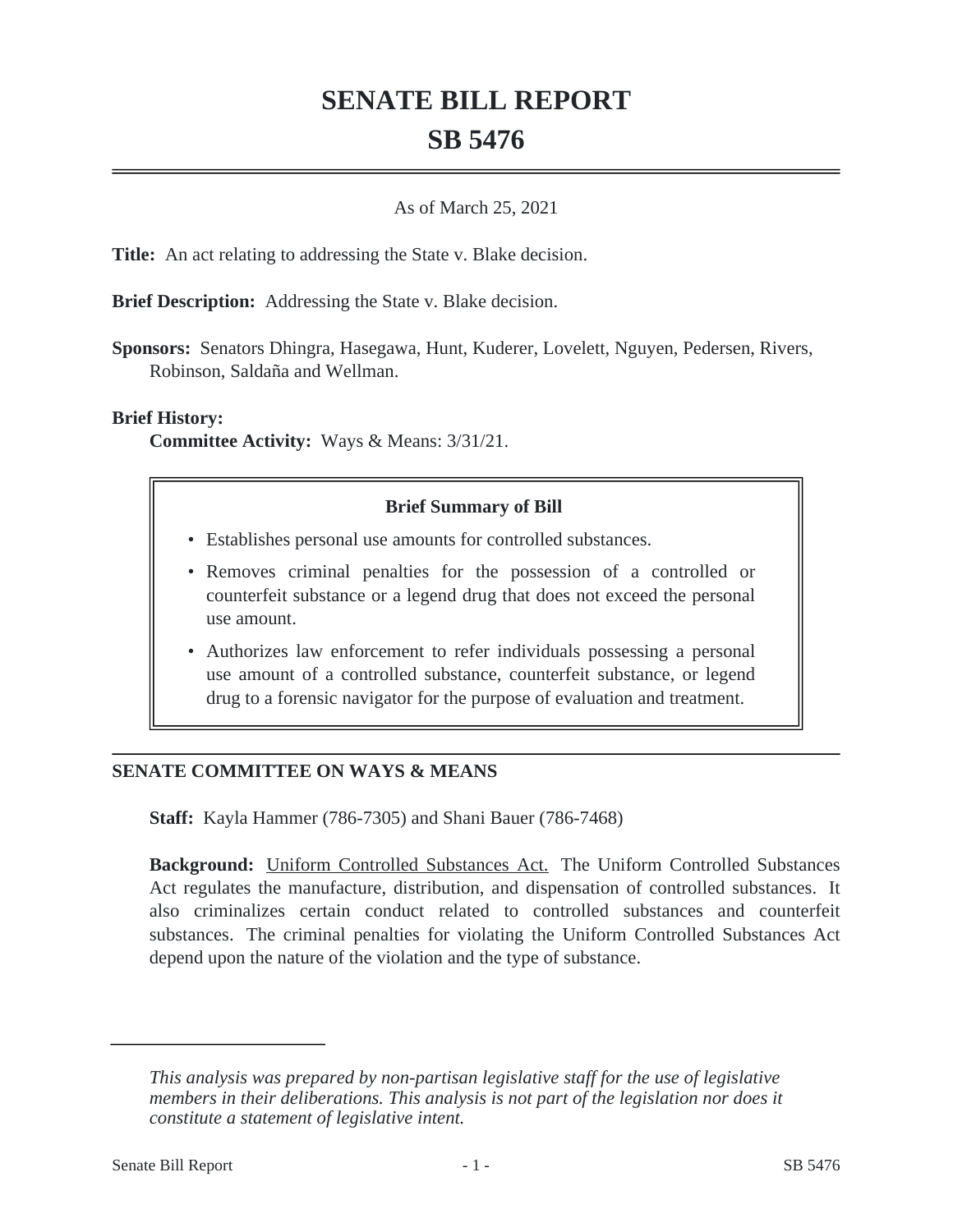# SENATE BILL REPORT

# SB 5476

As of March 25, 2021

**Title:** An act relating to addressing the State v. Blake decision.

**Brief Description:** Addressing the State v. Blake decision.

**Sponsors:** Senators Dhingra, Hasegawa, Hunt, Kuderer, Lovelett, Nguyen, Pedersen, Rivers, Robinson, Saldaña and Wellman.

**Brief History:**

**Committee Activity:** Ways & Means: 3/31/21.

**Brief Summary of Bill**

- Establishes personal use amounts for controlled substances.
- Removes criminal penalties for the possession of a controlled or counterfeit substance or a legend drug that does not exceed the personal use amount.
- Authorizes law enforcement to refer individuals possessing a personal use amount of a controlled substance, counterfeit substance, or legend drug to a forensic navigator for the purpose of evaluation and treatment.

## SENATE COMMITTEE ON WAYS & MEANS

**Staff:** Kayla Hammer (786-7305) and Shani Bauer (786-7468)

**Background:** Uniform Controlled Substances Act. The Uniform Controlled Substances Act regulates the manufacture, distribution, and dispensation of controlled substances. It also criminalizes certain conduct related to controlled substances and counterfeit substances. The criminal penalties for violating the Uniform Controlled Substances Act depend upon the nature of the violation and the type of substance.

---

*This analysis was prepared by non-partisan legislative staff for the use of legislative members in their deliberations. This analysis is not part of the legislation nor does it constitute a statement of legislative intent.*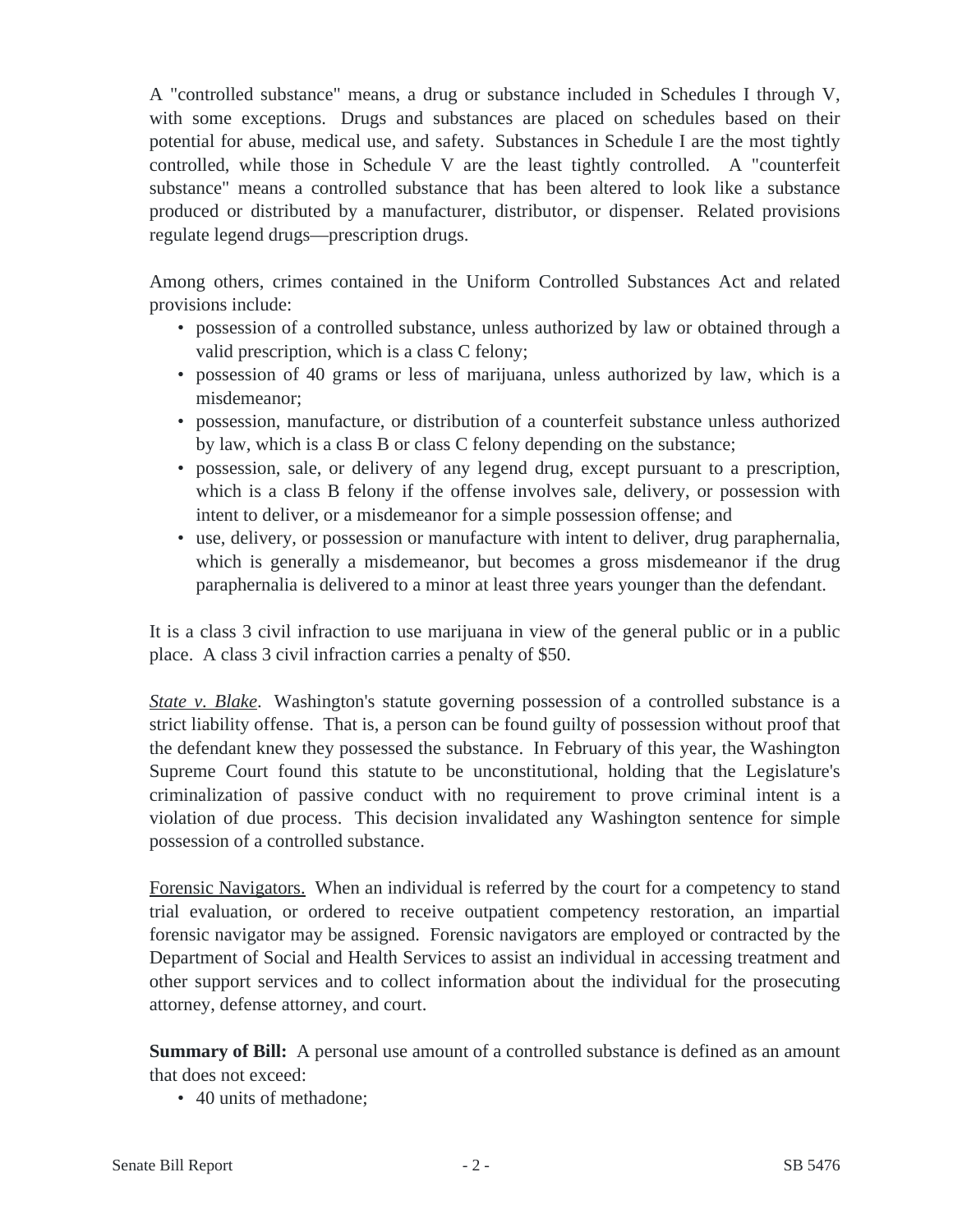A "controlled substance" means, a drug or substance included in Schedules I through V, with some exceptions. Drugs and substances are placed on schedules based on their potential for abuse, medical use, and safety. Substances in Schedule I are the most tightly controlled, while those in Schedule V are the least tightly controlled. A "counterfeit substance" means a controlled substance that has been altered to look like a substance produced or distributed by a manufacturer, distributor, or dispenser. Related provisions regulate legend drugs—prescription drugs.

Among others, crimes contained in the Uniform Controlled Substances Act and related provisions include:

- possession of a controlled substance, unless authorized by law or obtained through a valid prescription, which is a class C felony;
- possession of 40 grams or less of marijuana, unless authorized by law, which is a misdemeanor;
- possession, manufacture, or distribution of a counterfeit substance unless authorized by law, which is a class B or class C felony depending on the substance;
- possession, sale, or delivery of any legend drug, except pursuant to a prescription, which is a class B felony if the offense involves sale, delivery, or possession with intent to deliver, or a misdemeanor for a simple possession offense; and
- use, delivery, or possession or manufacture with intent to deliver, drug paraphernalia, which is generally a misdemeanor, but becomes a gross misdemeanor if the drug paraphernalia is delivered to a minor at least three years younger than the defendant.

It is a class 3 civil infraction to use marijuana in view of the general public or in a public place. A class 3 civil infraction carries a penalty of $50.

*State v. Blake*. Washington's statute governing possession of a controlled substance is a strict liability offense. That is, a person can be found guilty of possession without proof that the defendant knew they possessed the substance. In February of this year, the Washington Supreme Court found this statute to be unconstitutional, holding that the Legislature's criminalization of passive conduct with no requirement to prove criminal intent is a violation of due process. This decision invalidated any Washington sentence for simple possession of a controlled substance.

Forensic Navigators. When an individual is referred by the court for a competency to stand trial evaluation, or ordered to receive outpatient competency restoration, an impartial forensic navigator may be assigned. Forensic navigators are employed or contracted by the Department of Social and Health Services to assist an individual in accessing treatment and other support services and to collect information about the individual for the prosecuting attorney, defense attorney, and court.

**Summary of Bill:** A personal use amount of a controlled substance is defined as an amount that does not exceed:

- 40 units of methadone;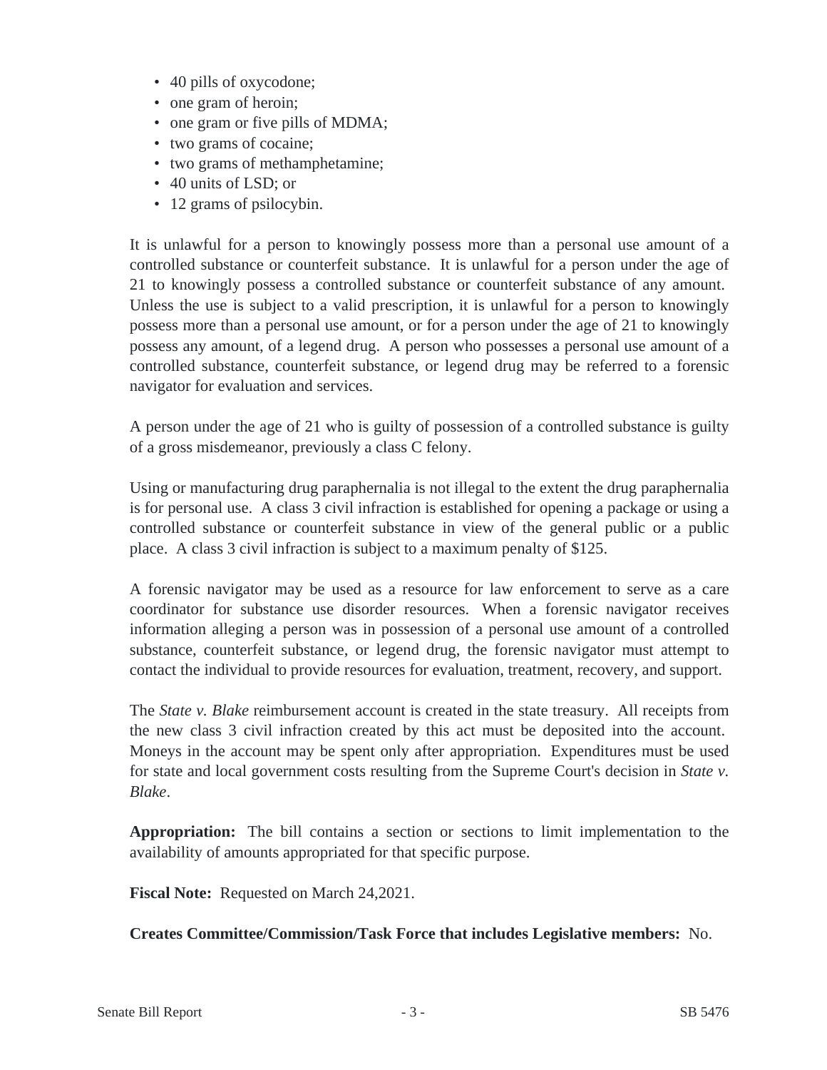- 40 pills of oxycodone;
- one gram of heroin;
- one gram or five pills of MDMA;
- two grams of cocaine;
- two grams of methamphetamine;
- 40 units of LSD; or
- 12 grams of psilocybin.

It is unlawful for a person to knowingly possess more than a personal use amount of a controlled substance or counterfeit substance. It is unlawful for a person under the age of 21 to knowingly possess a controlled substance or counterfeit substance of any amount. Unless the use is subject to a valid prescription, it is unlawful for a person to knowingly possess more than a personal use amount, or for a person under the age of 21 to knowingly possess any amount, of a legend drug. A person who possesses a personal use amount of a controlled substance, counterfeit substance, or legend drug may be referred to a forensic navigator for evaluation and services.

A person under the age of 21 who is guilty of possession of a controlled substance is guilty of a gross misdemeanor, previously a class C felony.

Using or manufacturing drug paraphernalia is not illegal to the extent the drug paraphernalia is for personal use. A class 3 civil infraction is established for opening a package or using a controlled substance or counterfeit substance in view of the general public or a public place. A class 3 civil infraction is subject to a maximum penalty of $125.

A forensic navigator may be used as a resource for law enforcement to serve as a care coordinator for substance use disorder resources. When a forensic navigator receives information alleging a person was in possession of a personal use amount of a controlled substance, counterfeit substance, or legend drug, the forensic navigator must attempt to contact the individual to provide resources for evaluation, treatment, recovery, and support.

The *State v. Blake* reimbursement account is created in the state treasury. All receipts from the new class 3 civil infraction created by this act must be deposited into the account. Moneys in the account may be spent only after appropriation. Expenditures must be used for state and local government costs resulting from the Supreme Court's decision in *State v. Blake*.

**Appropriation:** The bill contains a section or sections to limit implementation to the availability of amounts appropriated for that specific purpose.

**Fiscal Note:** Requested on March 24,2021.

**Creates Committee/Commission/Task Force that includes Legislative members:** No.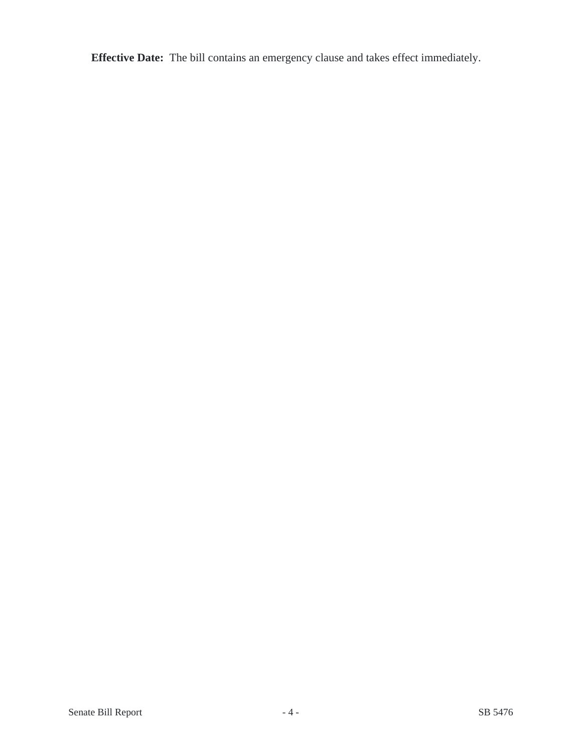**Effective Date:** The bill contains an emergency clause and takes effect immediately.